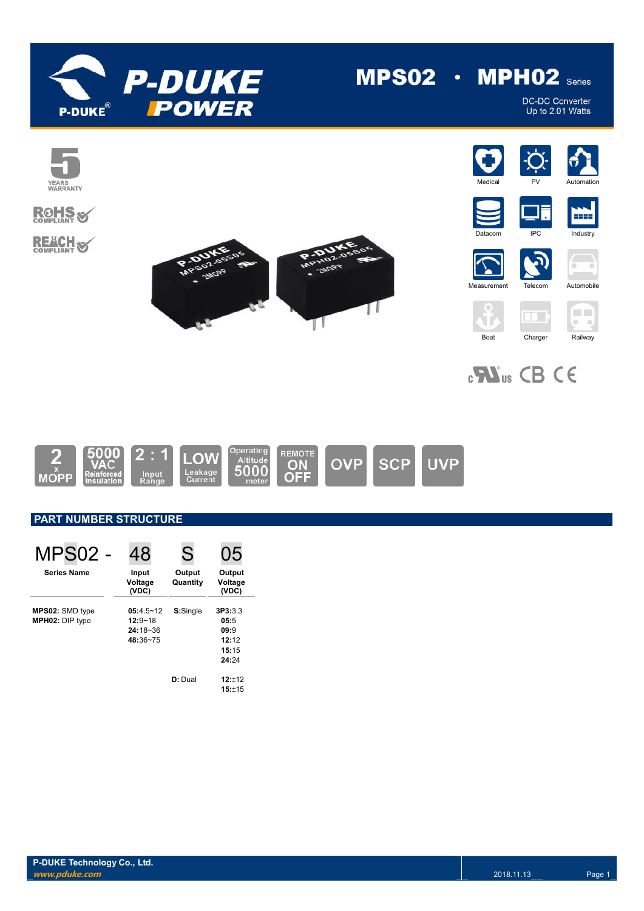# MPS02 · MPH02 Series

DC-DC Converter
Up to 2.01 Watts

5 YEARS WARRANTY

RoHS COMPLIANT

REACH COMPLIANT

Medical | PV | Automation | Datacom | IPC | Industry | Measurement | Telecom | Automobile | Boat | Charger | Railway

2 x MOPP | 5000 VAC Reinforced Insulation | 2 : 1 Input Range | LOW Leakage Current | Operating Altitude 5000 meter | REMOTE ON OFF | OVP | SCP | UVP

## PART NUMBER STRUCTURE

| MPS02 - | 48 | S | 05 |
|---|---|---|---|
| **Series Name** | **Input Voltage (VDC)** | **Output Quantity** | **Output Voltage (VDC)** |
| **MPS02:** SMD type<br>**MPH02:** DIP type | **05:**4.5~12<br>**12:**9~18<br>**24:**18~36<br>**48:**36~75 | **S:**Single | **3P3:**3.3<br>**05:**5<br>**09:**9<br>**12:**12<br>**15:**15<br>**24:**24 |
| | | **D:** Dual | **12:**±12<br>**15:**±15 |

P-DUKE Technology Co., Ltd.
www.pduke.com
2018.11.13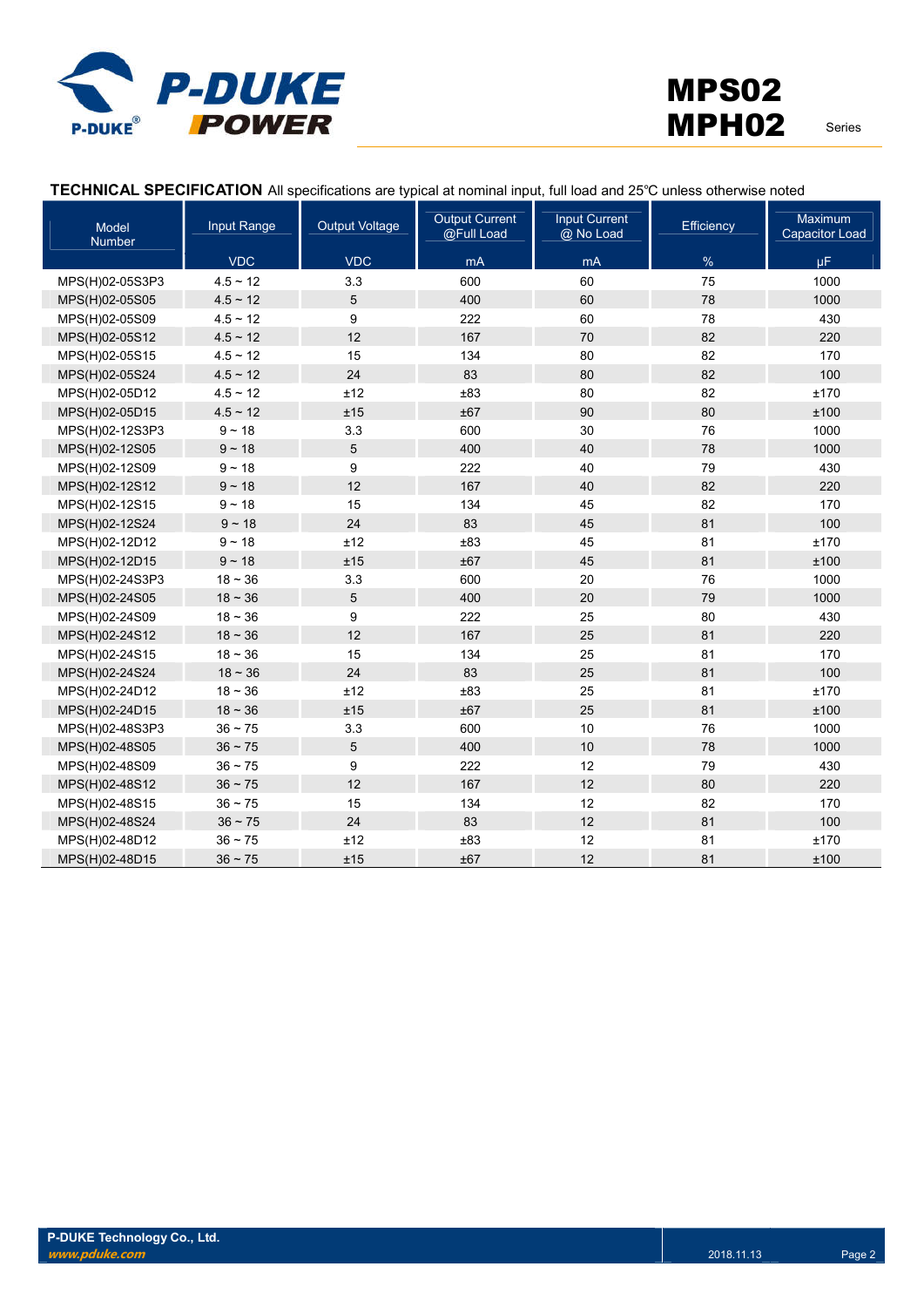**TECHNICAL SPECIFICATION** All specifications are typical at nominal input, full load and 25℃ unless otherwise noted

| Model Number | Input Range | Output Voltage | Output Current @Full Load | Input Current @ No Load | Efficiency | Maximum Capacitor Load |
|---|---|---|---|---|---|---|
| | VDC | VDC | mA | mA | % | µF |
| MPS(H)02-05S3P3 | 4.5 ~ 12 | 3.3 | 600 | 60 | 75 | 1000 |
| MPS(H)02-05S05 | 4.5 ~ 12 | 5 | 400 | 60 | 78 | 1000 |
| MPS(H)02-05S09 | 4.5 ~ 12 | 9 | 222 | 60 | 78 | 430 |
| MPS(H)02-05S12 | 4.5 ~ 12 | 12 | 167 | 70 | 82 | 220 |
| MPS(H)02-05S15 | 4.5 ~ 12 | 15 | 134 | 80 | 82 | 170 |
| MPS(H)02-05S24 | 4.5 ~ 12 | 24 | 83 | 80 | 82 | 100 |
| MPS(H)02-05D12 | 4.5 ~ 12 | ±12 | ±83 | 80 | 82 | ±170 |
| MPS(H)02-05D15 | 4.5 ~ 12 | ±15 | ±67 | 90 | 80 | ±100 |
| MPS(H)02-12S3P3 | 9 ~ 18 | 3.3 | 600 | 30 | 76 | 1000 |
| MPS(H)02-12S05 | 9 ~ 18 | 5 | 400 | 40 | 78 | 1000 |
| MPS(H)02-12S09 | 9 ~ 18 | 9 | 222 | 40 | 79 | 430 |
| MPS(H)02-12S12 | 9 ~ 18 | 12 | 167 | 40 | 82 | 220 |
| MPS(H)02-12S15 | 9 ~ 18 | 15 | 134 | 45 | 82 | 170 |
| MPS(H)02-12S24 | 9 ~ 18 | 24 | 83 | 45 | 81 | 100 |
| MPS(H)02-12D12 | 9 ~ 18 | ±12 | ±83 | 45 | 81 | ±170 |
| MPS(H)02-12D15 | 9 ~ 18 | ±15 | ±67 | 45 | 81 | ±100 |
| MPS(H)02-24S3P3 | 18 ~ 36 | 3.3 | 600 | 20 | 76 | 1000 |
| MPS(H)02-24S05 | 18 ~ 36 | 5 | 400 | 20 | 79 | 1000 |
| MPS(H)02-24S09 | 18 ~ 36 | 9 | 222 | 25 | 80 | 430 |
| MPS(H)02-24S12 | 18 ~ 36 | 12 | 167 | 25 | 81 | 220 |
| MPS(H)02-24S15 | 18 ~ 36 | 15 | 134 | 25 | 81 | 170 |
| MPS(H)02-24S24 | 18 ~ 36 | 24 | 83 | 25 | 81 | 100 |
| MPS(H)02-24D12 | 18 ~ 36 | ±12 | ±83 | 25 | 81 | ±170 |
| MPS(H)02-24D15 | 18 ~ 36 | ±15 | ±67 | 25 | 81 | ±100 |
| MPS(H)02-48S3P3 | 36 ~ 75 | 3.3 | 600 | 10 | 76 | 1000 |
| MPS(H)02-48S05 | 36 ~ 75 | 5 | 400 | 10 | 78 | 1000 |
| MPS(H)02-48S09 | 36 ~ 75 | 9 | 222 | 12 | 79 | 430 |
| MPS(H)02-48S12 | 36 ~ 75 | 12 | 167 | 12 | 80 | 220 |
| MPS(H)02-48S15 | 36 ~ 75 | 15 | 134 | 12 | 82 | 170 |
| MPS(H)02-48S24 | 36 ~ 75 | 24 | 83 | 12 | 81 | 100 |
| MPS(H)02-48D12 | 36 ~ 75 | ±12 | ±83 | 12 | 81 | ±170 |
| MPS(H)02-48D15 | 36 ~ 75 | ±15 | ±67 | 12 | 81 | ±100 |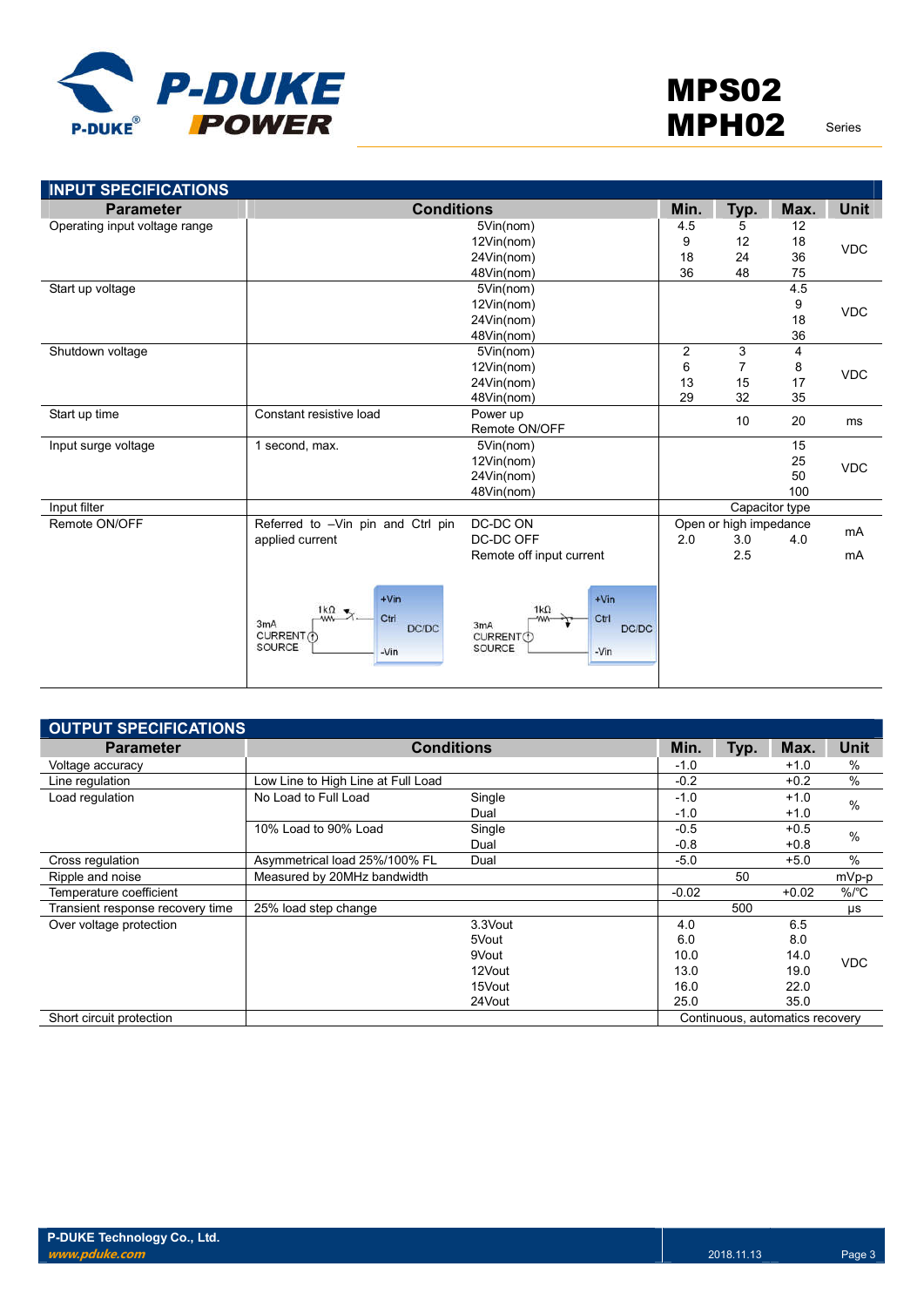## INPUT SPECIFICATIONS

| Parameter | Conditions | | Min. | Typ. | Max. | Unit |
|---|---|---|---|---|---|---|
| Operating input voltage range | | 5Vin(nom) | 4.5 | 5 | 12 | VDC |
| | | 12Vin(nom) | 9 | 12 | 18 | |
| | | 24Vin(nom) | 18 | 24 | 36 | |
| | | 48Vin(nom) | 36 | 48 | 75 | |
| Start up voltage | | 5Vin(nom) | | | 4.5 | VDC |
| | | 12Vin(nom) | | | 9 | |
| | | 24Vin(nom) | | | 18 | |
| | | 48Vin(nom) | | | 36 | |
| Shutdown voltage | | 5Vin(nom) | 2 | 3 | 4 | VDC |
| | | 12Vin(nom) | 6 | 7 | 8 | |
| | | 24Vin(nom) | 13 | 15 | 17 | |
| | | 48Vin(nom) | 29 | 32 | 35 | |
| Start up time | Constant resistive load | Power up<br>Remote ON/OFF | | 10 | 20 | ms |
| Input surge voltage | 1 second, max. | 5Vin(nom) | | | 15 | VDC |
| | | 12Vin(nom) | | | 25 | |
| | | 24Vin(nom) | | | 50 | |
| | | 48Vin(nom) | | | 100 | |
| Input filter | | | Capacitor type | | | |
| Remote ON/OFF | Referred to –Vin pin and Ctrl pin applied current | DC-DC ON | Open or high impedance | | | mA |
| | | DC-DC OFF | 2.0 | 3.0 | 4.0 | |
| | | Remote off input current | | 2.5 | | mA |

## OUTPUT SPECIFICATIONS

| Parameter | Conditions | | Min. | Typ. | Max. | Unit |
|---|---|---|---|---|---|---|
| Voltage accuracy | | | -1.0 | | +1.0 | % |
| Line regulation | Low Line to High Line at Full Load | | -0.2 | | +0.2 | % |
| Load regulation | No Load to Full Load | Single | -1.0 | | +1.0 | % |
| | | Dual | -1.0 | | +1.0 | |
| | 10% Load to 90% Load | Single | -0.5 | | +0.5 | % |
| | | Dual | -0.8 | | +0.8 | |
| Cross regulation | Asymmetrical load 25%/100% FL | Dual | -5.0 | | +5.0 | % |
| Ripple and noise | Measured by 20MHz bandwidth | | | 50 | | mVp-p |
| Temperature coefficient | | | -0.02 | | +0.02 | %/℃ |
| Transient response recovery time | 25% load step change | | | 500 | | μs |
| Over voltage protection | | 3.3Vout | 4.0 | | 6.5 | VDC |
| | | 5Vout | 6.0 | | 8.0 | |
| | | 9Vout | 10.0 | | 14.0 | |
| | | 12Vout | 13.0 | | 19.0 | |
| | | 15Vout | 16.0 | | 22.0 | |
| | | 24Vout | 25.0 | | 35.0 | |
| Short circuit protection | | | Continuous, automatics recovery | | | |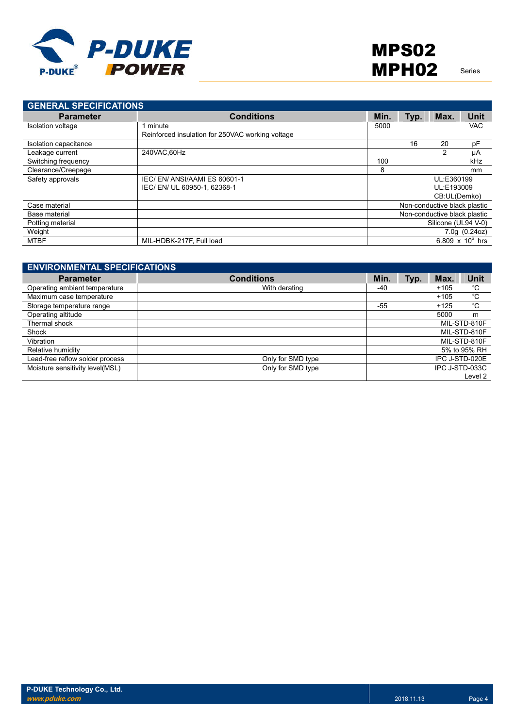## GENERAL SPECIFICATIONS

| Parameter | Conditions | Min. | Typ. | Max. | Unit |
|---|---|---|---|---|---|
| Isolation voltage | 1 minute<br>Reinforced insulation for 250VAC working voltage | 5000 | | | VAC |
| Isolation capacitance | | | 16 | 20 | pF |
| Leakage current | 240VAC,60Hz | | | 2 | μA |
| Switching frequency | | 100 | | | kHz |
| Clearance/Creepage | | 8 | | | mm |
| Safety approvals | IEC/ EN/ ANSI/AAMI ES 60601-1<br>IEC/ EN/ UL 60950-1, 62368-1 | | | | UL:E360199<br>UL:E193009<br>CB:UL(Demko) |
| Case material | | | | | Non-conductive black plastic |
| Base material | | | | | Non-conductive black plastic |
| Potting material | | | | | Silicone (UL94 V-0) |
| Weight | | | | | 7.0g (0.24oz) |
| MTBF | MIL-HDBK-217F, Full load | | | | $6.809 \times 10^{6}$ hrs |

## ENVIRONMENTAL SPECIFICATIONS

| Parameter | Conditions | Min. | Typ. | Max. | Unit |
|---|---|---|---|---|---|
| Operating ambient temperature | With derating | -40 | | +105 | ℃ |
| Maximum case temperature | | | | +105 | ℃ |
| Storage temperature range | | -55 | | +125 | ℃ |
| Operating altitude | | | | 5000 | m |
| Thermal shock | | | | | MIL-STD-810F |
| Shock | | | | | MIL-STD-810F |
| Vibration | | | | | MIL-STD-810F |
| Relative humidity | | | | | 5% to 95% RH |
| Lead-free reflow solder process | Only for SMD type | | | | IPC J-STD-020E |
| Moisture sensitivity level(MSL) | Only for SMD type | | | | IPC J-STD-033C<br>Level 2 |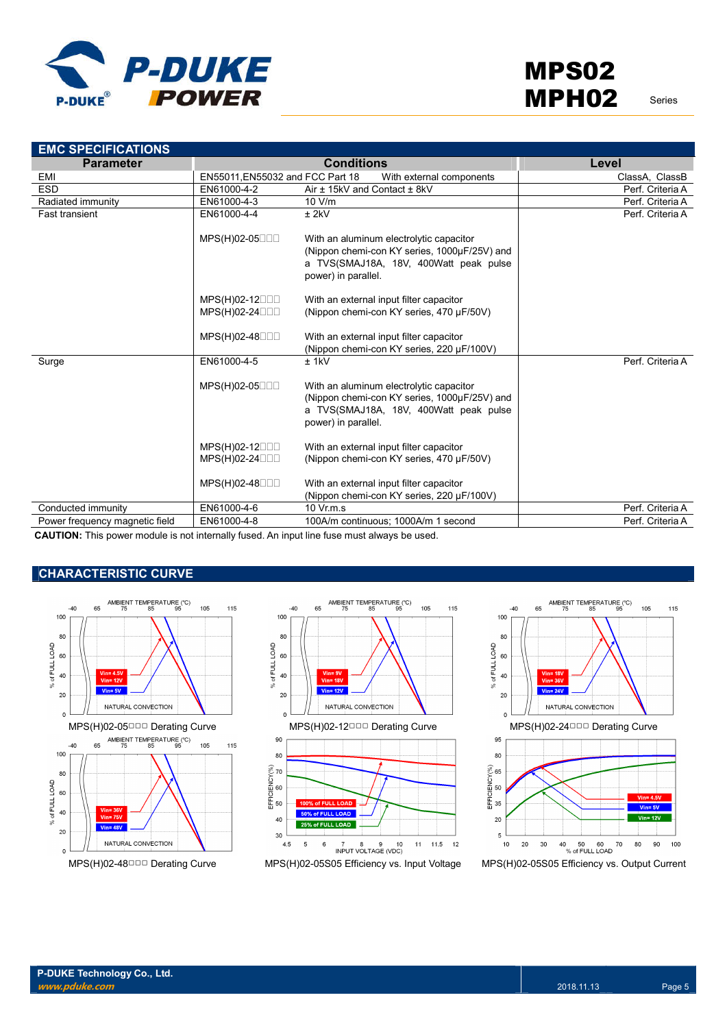## EMC SPECIFICATIONS

| Parameter | Conditions | | Level |
|---|---|---|---|
| EMI | EN55011,EN55032 and FCC Part 18 | With external components | ClassA, ClassB |
| ESD | EN61000-4-2 | Air ± 15kV and Contact ± 8kV | Perf. Criteria A |
| Radiated immunity | EN61000-4-3 | 10 V/m | Perf. Criteria A |
| Fast transient | EN61000-4-4 | ± 2kV | Perf. Criteria A |
| | MPS(H)02-05□□□ | With an aluminum electrolytic capacitor (Nippon chemi-con KY series, 1000µF/25V) and a TVS(SMAJ18A, 18V, 400Watt peak pulse power) in parallel. | |
| | MPS(H)02-12□□□<br>MPS(H)02-24□□□ | With an external input filter capacitor (Nippon chemi-con KY series, 470 µF/50V) | |
| | MPS(H)02-48□□□ | With an external input filter capacitor (Nippon chemi-con KY series, 220 µF/100V) | |
| Surge | EN61000-4-5 | ± 1kV | Perf. Criteria A |
| | MPS(H)02-05□□□ | With an aluminum electrolytic capacitor (Nippon chemi-con KY series, 1000µF/25V) and a TVS(SMAJ18A, 18V, 400Watt peak pulse power) in parallel. | |
| | MPS(H)02-12□□□<br>MPS(H)02-24□□□ | With an external input filter capacitor (Nippon chemi-con KY series, 470 µF/50V) | |
| | MPS(H)02-48□□□ | With an external input filter capacitor (Nippon chemi-con KY series, 220 µF/100V) | |
| Conducted immunity | EN61000-4-6 | 10 Vr.m.s | Perf. Criteria A |
| Power frequency magnetic field | EN61000-4-8 | 100A/m continuous; 1000A/m 1 second | Perf. Criteria A |

**CAUTION:** This power module is not internally fused. An input line fuse must always be used.

## CHARACTERISTIC CURVE

MPS(H)02-05□□□ Derating Curve

MPS(H)02-12□□□ Derating Curve

MPS(H)02-24□□□ Derating Curve

MPS(H)02-48□□□ Derating Curve

MPS(H)02-05S05 Efficiency vs. Input Voltage

MPS(H)02-05S05 Efficiency vs. Output Current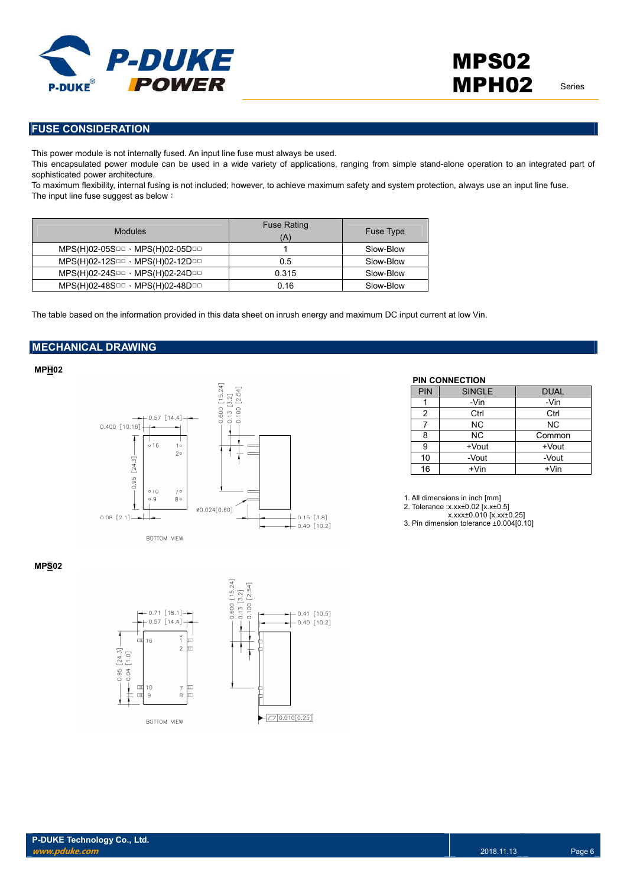## FUSE CONSIDERATION

This power module is not internally fused. An input line fuse must always be used.
This encapsulated power module can be used in a wide variety of applications, ranging from simple stand-alone operation to an integrated part of sophisticated power architecture.
To maximum flexibility, internal fusing is not included; however, to achieve maximum safety and system protection, always use an input line fuse.
The input line fuse suggest as below：

| Modules | Fuse Rating (A) | Fuse Type |
|---|---|---|
| MPS(H)02-05S□□、MPS(H)02-05D□□ | 1 | Slow-Blow |
| MPS(H)02-12S□□、MPS(H)02-12D□□ | 0.5 | Slow-Blow |
| MPS(H)02-24S□□、MPS(H)02-24D□□ | 0.315 | Slow-Blow |
| MPS(H)02-48S□□、MPS(H)02-48D□□ | 0.16 | Slow-Blow |

The table based on the information provided in this data sheet on inrush energy and maximum DC input current at low Vin.

## MECHANICAL DRAWING

**MPH02**

**MPS02**

**PIN CONNECTION**

| PIN | SINGLE | DUAL |
|---|---|---|
| 1 | -Vin | -Vin |
| 2 | Ctrl | Ctrl |
| 7 | NC | NC |
| 8 | NC | Common |
| 9 | +Vout | +Vout |
| 10 | -Vout | -Vout |
| 16 | +Vin | +Vin |

1. All dimensions in inch [mm]
2. Tolerance :x.xx±0.02 [x.x±0.5]
   x.xxx±0.010 [x.xx±0.25]
3. Pin dimension tolerance ±0.004[0.10]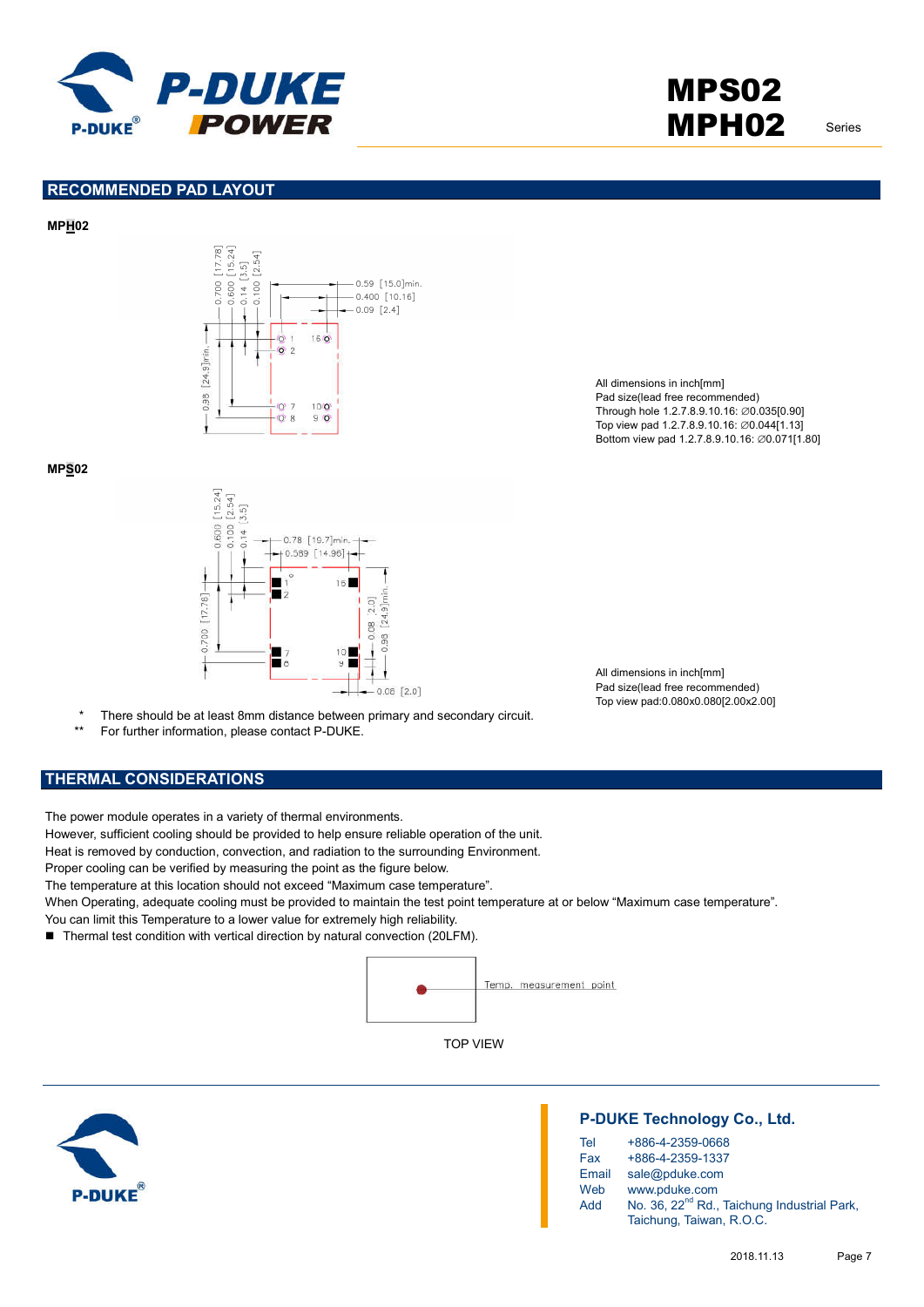## RECOMMENDED PAD LAYOUT

**MPH02**

0.700 [17.78]
0.600 [15.24]
0.14 [3.5]
0.100 [2.54]
0.59 [15.0]min.
0.400 [10.16]
0.09 [2.4]
0.98 [24.9]min.
1
2
7
8
16
10
9

All dimensions in inch[mm]
Pad size(lead free recommended)
Through hole 1.2.7.8.9.10.16: ∅0.035[0.90]
Top view pad 1.2.7.8.9.10.16: ∅0.044[1.13]
Bottom view pad 1.2.7.8.9.10.16: ∅0.071[1.80]

**MPS02**

0.600 [15.24]
0.100 [2.54]
0.14 [3.5]
0.78 [19.7]min.
0.589 [14.96]
0.700 [17.78]
0.08 [2.0]
0.98 [24.9]min.
0.08 [2.0]
1
2
7
8
16
10
9

All dimensions in inch[mm]
Pad size(lead free recommended)
Top view pad:0.080x0.080[2.00x2.00]

\* There should be at least 8mm distance between primary and secondary circuit.

\*\* For further information, please contact P-DUKE.

## THERMAL CONSIDERATIONS

The power module operates in a variety of thermal environments.
However, sufficient cooling should be provided to help ensure reliable operation of the unit.
Heat is removed by conduction, convection, and radiation to the surrounding Environment.
Proper cooling can be verified by measuring the point as the figure below.
The temperature at this location should not exceed "Maximum case temperature".
When Operating, adequate cooling must be provided to maintain the test point temperature at or below "Maximum case temperature".
You can limit this Temperature to a lower value for extremely high reliability.

- Thermal test condition with vertical direction by natural convection (20LFM).

Temp. measurement point

TOP VIEW

**P-DUKE Technology Co., Ltd.**

Tel +886-4-2359-0668
Fax +886-4-2359-1337
Email sale@pduke.com
Web www.pduke.com
Add No. 36, 22nd Rd., Taichung Industrial Park, Taichung, Taiwan, R.O.C.